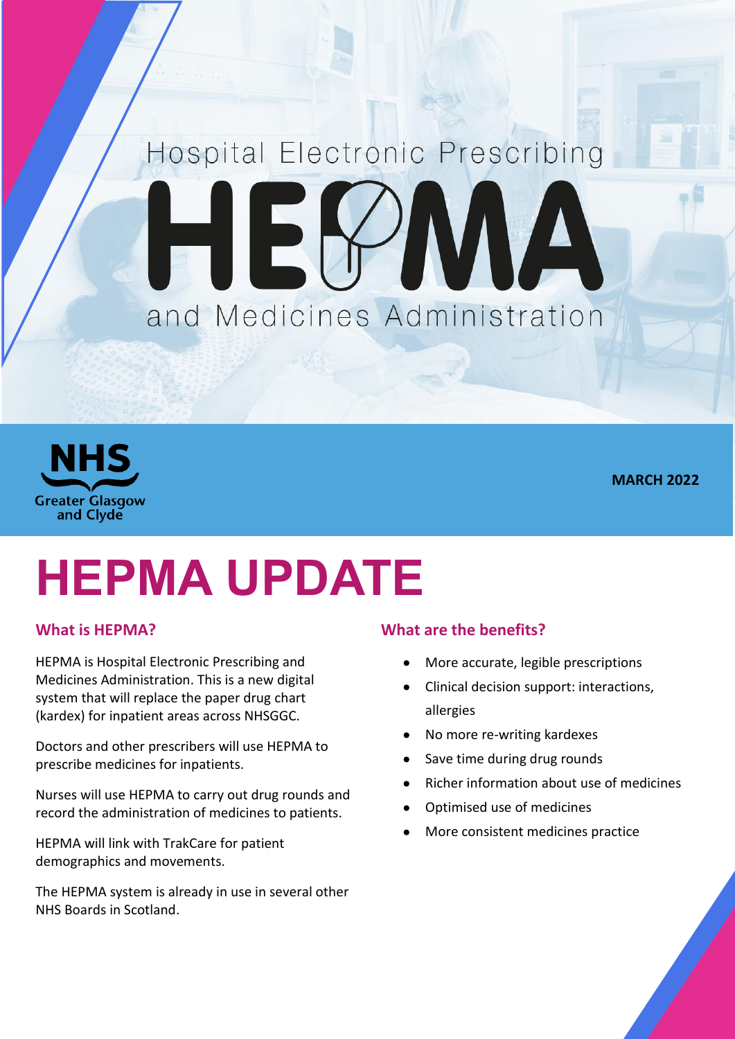Hospital Electronic Prescribing

# HEPMA

and Medicines Administration

NHS Greater Glasgow and Clyde

**MARCH 2022**

# HEPMA UPDATE

## What is HEPMA?

HEPMA is Hospital Electronic Prescribing and Medicines Administration. This is a new digital system that will replace the paper drug chart (kardex) for inpatient areas across NHSGGC.

Doctors and other prescribers will use HEPMA to prescribe medicines for inpatients.

Nurses will use HEPMA to carry out drug rounds and record the administration of medicines to patients.

HEPMA will link with TrakCare for patient demographics and movements.

The HEPMA system is already in use in several other NHS Boards in Scotland.

## What are the benefits?

- More accurate, legible prescriptions
- Clinical decision support: interactions, allergies
- No more re-writing kardexes
- Save time during drug rounds
- Richer information about use of medicines
- Optimised use of medicines
- More consistent medicines practice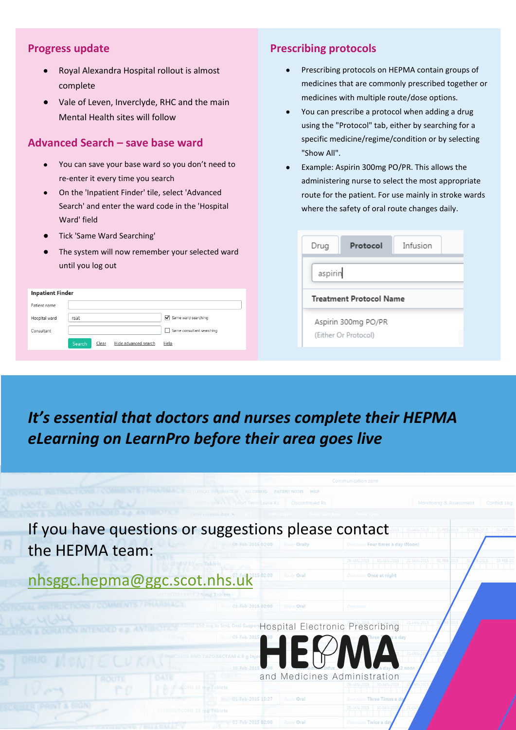## Progress update

- Royal Alexandra Hospital rollout is almost complete
- Vale of Leven, Inverclyde, RHC and the main Mental Health sites will follow

## Advanced Search – save base ward

- You can save your base ward so you don't need to re-enter it every time you search
- On the 'Inpatient Finder' tile, select 'Advanced Search' and enter the ward code in the 'Hospital Ward' field
- Tick 'Same Ward Searching'
- The system will now remember your selected ward until you log out

## Prescribing protocols

- Prescribing protocols on HEPMA contain groups of medicines that are commonly prescribed together or medicines with multiple route/dose options.
- You can prescribe a protocol when adding a drug using the "Protocol" tab, either by searching for a specific medicine/regime/condition or by selecting "Show All".
- Example: Aspirin 300mg PO/PR. This allows the administering nurse to select the most appropriate route for the patient. For use mainly in stroke wards where the safety of oral route changes daily.

***It's essential that doctors and nurses complete their HEPMA eLearning on LearnPro before their area goes live***

If you have questions or suggestions please contact the HEPMA team:

nhsggc.hepma@ggc.scot.nhs.uk

Hospital Electronic Prescribing HEPMA and Medicines Administration